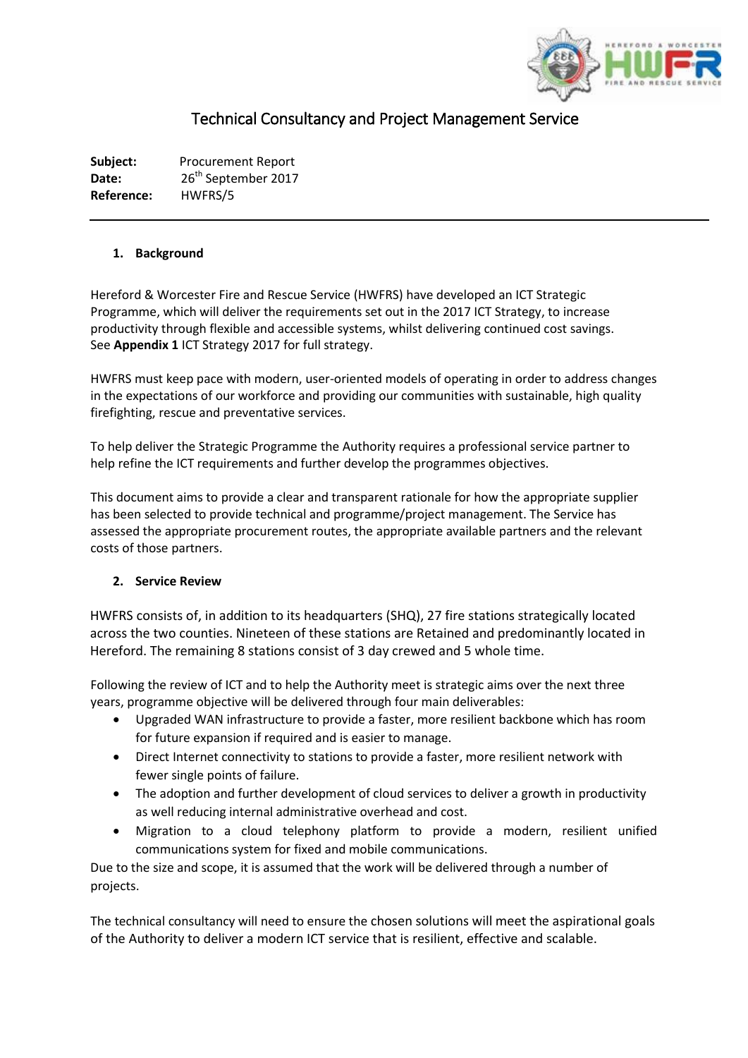# Technical Consultancy and Project Management Service

**Subject:** Procurement Report
**Date:** 26th September 2017
**Reference:** HWFRS/5

---

## 1. Background

Hereford & Worcester Fire and Rescue Service (HWFRS) have developed an ICT Strategic Programme, which will deliver the requirements set out in the 2017 ICT Strategy, to increase productivity through flexible and accessible systems, whilst delivering continued cost savings. See **Appendix 1** ICT Strategy 2017 for full strategy.

HWFRS must keep pace with modern, user-oriented models of operating in order to address changes in the expectations of our workforce and providing our communities with sustainable, high quality firefighting, rescue and preventative services.

To help deliver the Strategic Programme the Authority requires a professional service partner to help refine the ICT requirements and further develop the programmes objectives.

This document aims to provide a clear and transparent rationale for how the appropriate supplier has been selected to provide technical and programme/project management. The Service has assessed the appropriate procurement routes, the appropriate available partners and the relevant costs of those partners.

## 2. Service Review

HWFRS consists of, in addition to its headquarters (SHQ), 27 fire stations strategically located across the two counties. Nineteen of these stations are Retained and predominantly located in Hereford. The remaining 8 stations consist of 3 day crewed and 5 whole time.

Following the review of ICT and to help the Authority meet is strategic aims over the next three years, programme objective will be delivered through four main deliverables:

- Upgraded WAN infrastructure to provide a faster, more resilient backbone which has room for future expansion if required and is easier to manage.
- Direct Internet connectivity to stations to provide a faster, more resilient network with fewer single points of failure.
- The adoption and further development of cloud services to deliver a growth in productivity as well reducing internal administrative overhead and cost.
- Migration to a cloud telephony platform to provide a modern, resilient unified communications system for fixed and mobile communications.

Due to the size and scope, it is assumed that the work will be delivered through a number of projects.

The technical consultancy will need to ensure the chosen solutions will meet the aspirational goals of the Authority to deliver a modern ICT service that is resilient, effective and scalable.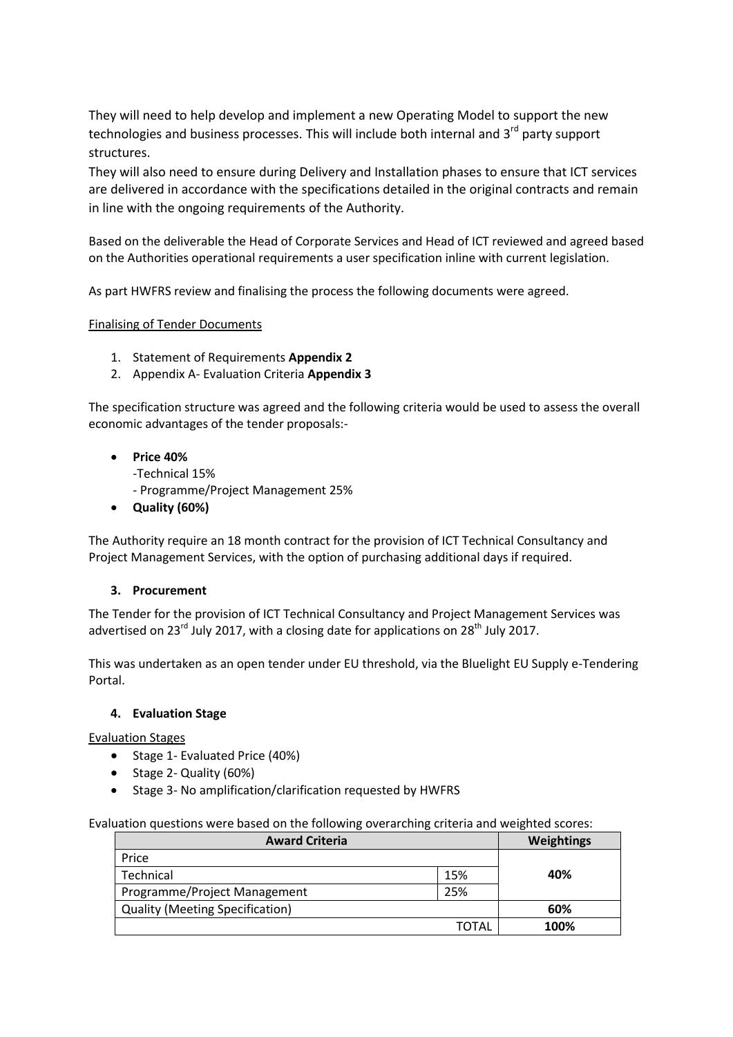They will need to help develop and implement a new Operating Model to support the new technologies and business processes. This will include both internal and 3rd party support structures.
They will also need to ensure during Delivery and Installation phases to ensure that ICT services are delivered in accordance with the specifications detailed in the original contracts and remain in line with the ongoing requirements of the Authority.

Based on the deliverable the Head of Corporate Services and Head of ICT reviewed and agreed based on the Authorities operational requirements a user specification inline with current legislation.

As part HWFRS review and finalising the process the following documents were agreed.

Finalising of Tender Documents

1. Statement of Requirements **Appendix 2**
2. Appendix A- Evaluation Criteria **Appendix 3**

The specification structure was agreed and the following criteria would be used to assess the overall economic advantages of the tender proposals:-

- **Price 40%**
  -Technical 15%
  - Programme/Project Management 25%
- **Quality (60%)**

The Authority require an 18 month contract for the provision of ICT Technical Consultancy and Project Management Services, with the option of purchasing additional days if required.

### 3. Procurement

The Tender for the provision of ICT Technical Consultancy and Project Management Services was advertised on 23rd July 2017, with a closing date for applications on 28th July 2017.

This was undertaken as an open tender under EU threshold, via the Bluelight EU Supply e-Tendering Portal.

### 4. Evaluation Stage

Evaluation Stages

- Stage 1- Evaluated Price (40%)
- Stage 2- Quality (60%)
- Stage 3- No amplification/clarification requested by HWFRS

Evaluation questions were based on the following overarching criteria and weighted scores:

| **Award Criteria** | | **Weightings** |
|---|---|---|
| Price | | **40%** |
| Technical | 15% | |
| Programme/Project Management | 25% | |
| Quality (Meeting Specification) | | **60%** |
| | TOTAL | **100%** |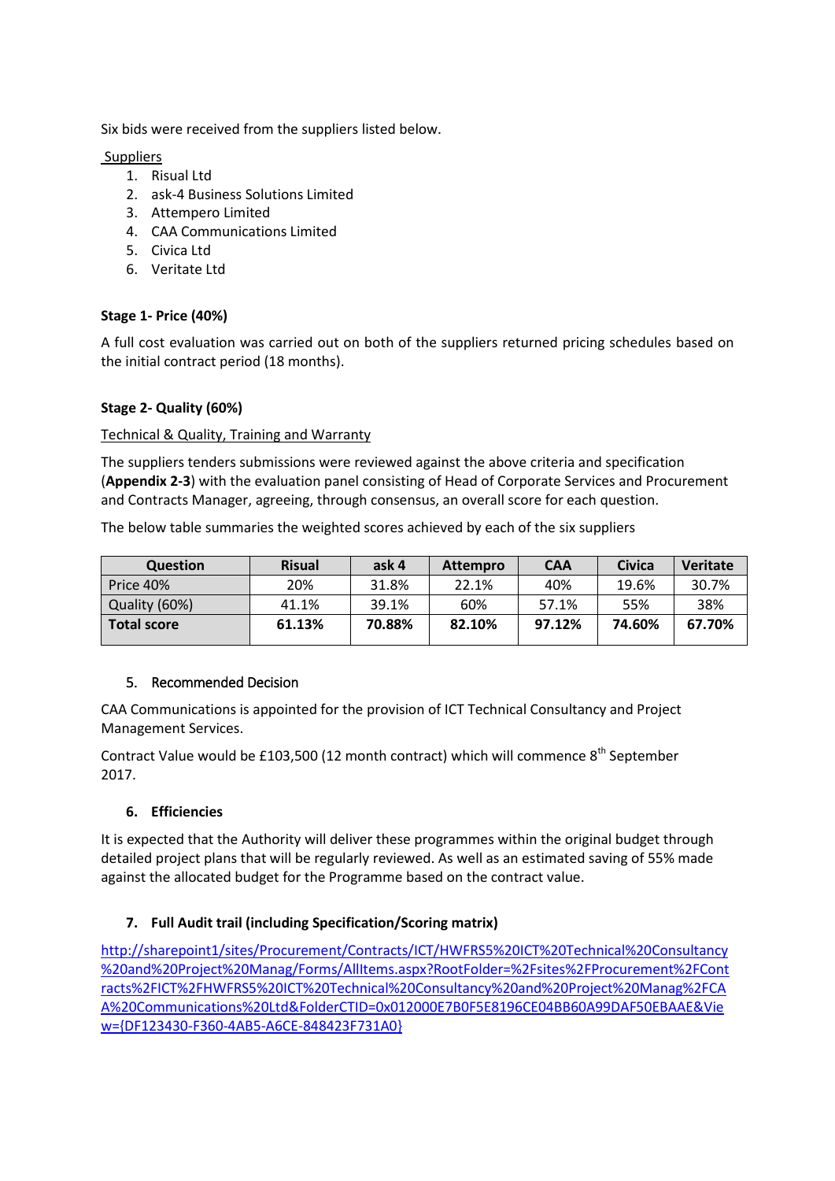Six bids were received from the suppliers listed below.

Suppliers

1. Risual Ltd
2. ask-4 Business Solutions Limited
3. Attempero Limited
4. CAA Communications Limited
5. Civica Ltd
6. Veritate Ltd

**Stage 1- Price (40%)**

A full cost evaluation was carried out on both of the suppliers returned pricing schedules based on the initial contract period (18 months).

**Stage 2- Quality (60%)**

Technical & Quality, Training and Warranty

The suppliers tenders submissions were reviewed against the above criteria and specification (**Appendix 2-3**) with the evaluation panel consisting of Head of Corporate Services and Procurement and Contracts Manager, agreeing, through consensus, an overall score for each question.

The below table summaries the weighted scores achieved by each of the six suppliers

| Question | Risual | ask 4 | Attempro | CAA | Civica | Veritate |
|---|---|---|---|---|---|---|
| Price 40% | 20% | 31.8% | 22.1% | 40% | 19.6% | 30.7% |
| Quality (60%) | 41.1% | 39.1% | 60% | 57.1% | 55% | 38% |
| **Total score** | **61.13%** | **70.88%** | **82.10%** | **97.12%** | **74.60%** | **67.70%** |

5. Recommended Decision

CAA Communications is appointed for the provision of ICT Technical Consultancy and Project Management Services.

Contract Value would be £103,500 (12 month contract) which will commence 8th September 2017.

6. **Efficiencies**

It is expected that the Authority will deliver these programmes within the original budget through detailed project plans that will be regularly reviewed. As well as an estimated saving of 55% made against the allocated budget for the Programme based on the contract value.

7. **Full Audit trail (including Specification/Scoring matrix)**

http://sharepoint1/sites/Procurement/Contracts/ICT/HWFRS5%20ICT%20Technical%20Consultancy%20and%20Project%20Manag/Forms/AllItems.aspx?RootFolder=%2Fsites%2FProcurement%2FContracts%2FICT%2FHWFRS5%20ICT%20Technical%20Consultancy%20and%20Project%20Manag%2FCAA%20Communications%20Ltd&FolderCTID=0x012000E7B0F5E8196CE04BB60A99DAF50EBAAE&View={DF123430-F360-4AB5-A6CE-848423F731A0}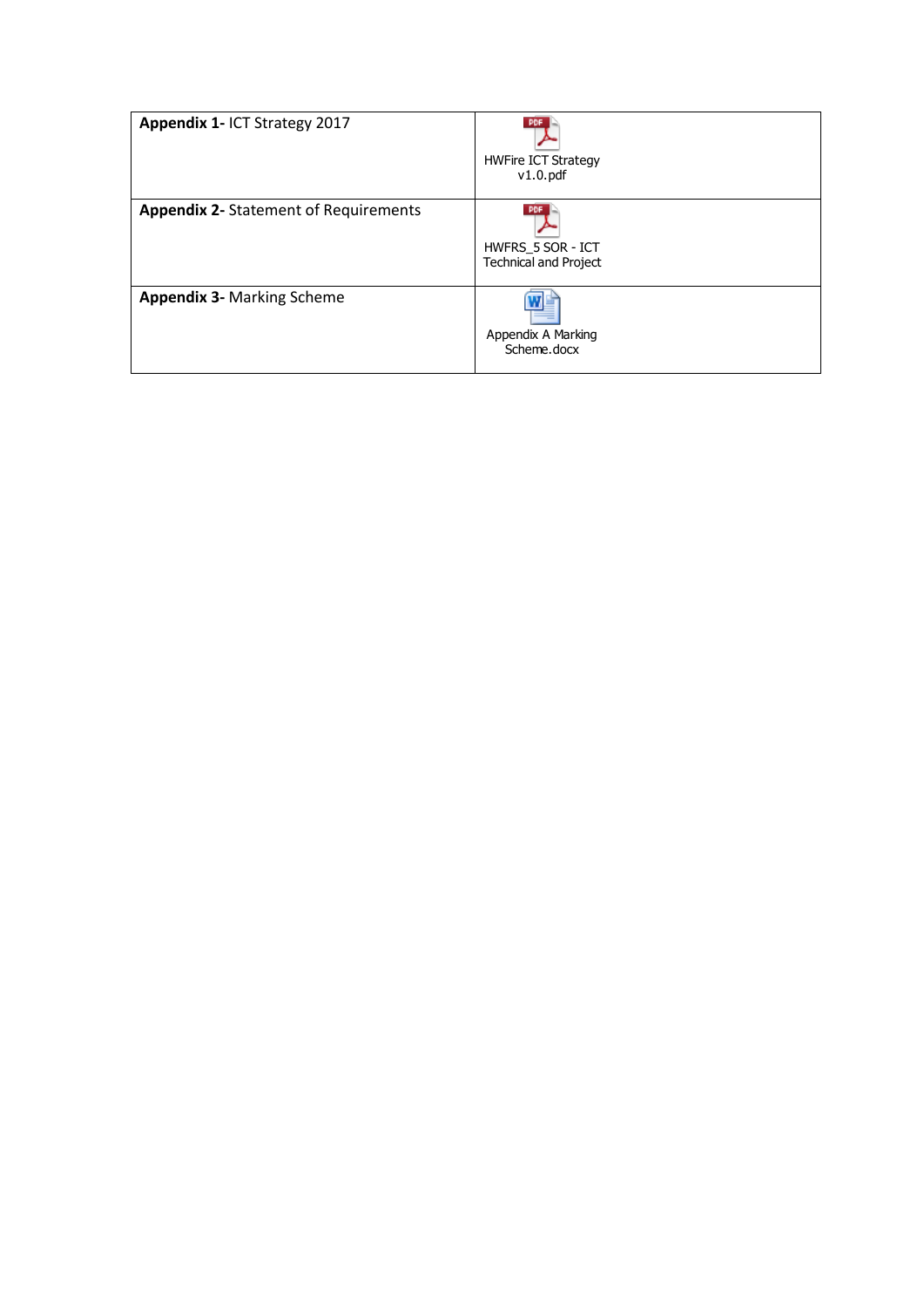| | |
|---|---|
| **Appendix 1-** ICT Strategy 2017 | HWFire ICT Strategy v1.0.pdf |
| **Appendix 2-** Statement of Requirements | HWFRS_5 SOR - ICT Technical and Project |
| **Appendix 3-** Marking Scheme | Appendix A Marking Scheme.docx |